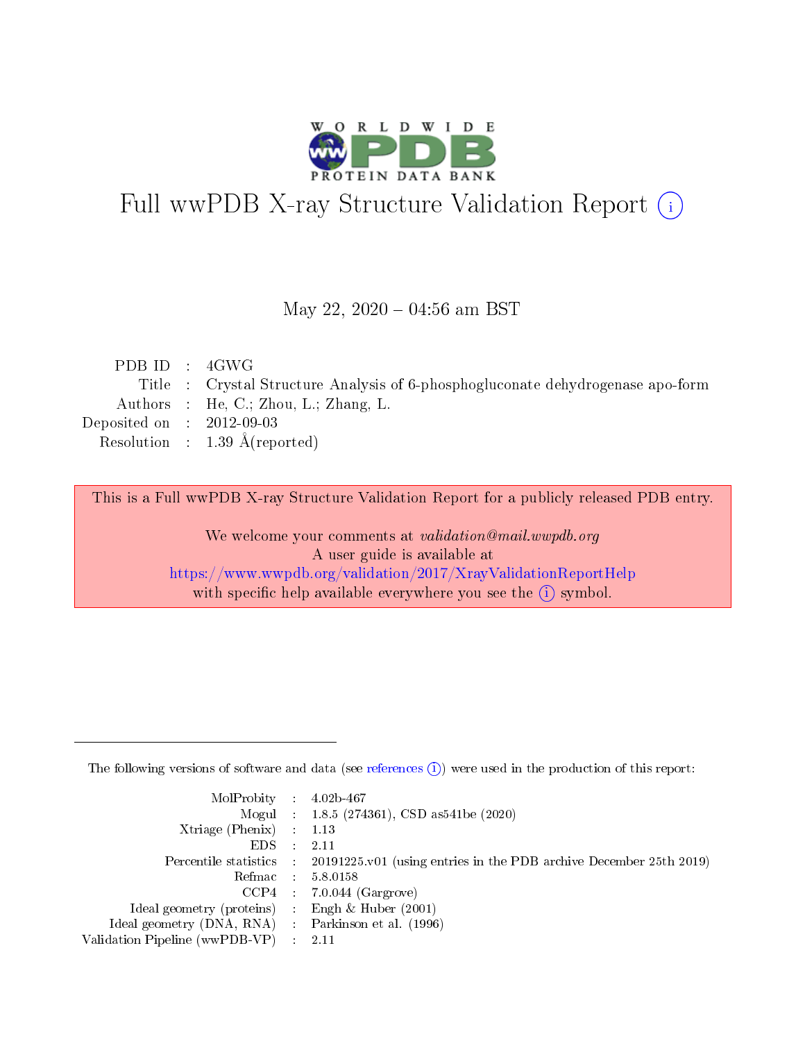# Full wwPDB X-ray Structure Validation Report (i)

May 22, 2020 – 04:56 am BST

| | | |
|---|---|---|
| PDB ID | : | 4GWG |
| Title | : | Crystal Structure Analysis of 6-phosphogluconate dehydrogenase apo-form |
| Authors | : | He, C.; Zhou, L.; Zhang, L. |
| Deposited on | : | 2012-09-03 |
| Resolution | : | 1.39 Å(reported) |

This is a Full wwPDB X-ray Structure Validation Report for a publicly released PDB entry.

We welcome your comments at *validation@mail.wwpdb.org*
A user guide is available at
https://www.wwpdb.org/validation/2017/XrayValidationReportHelp
with specific help available everywhere you see the (i) symbol.

---

The following versions of software and data (see references (i)) were used in the production of this report:

| | | |
|---|---|---|
| MolProbity | : | 4.02b-467 |
| Mogul | : | 1.8.5 (274361), CSD as541be (2020) |
| Xtriage (Phenix) | : | 1.13 |
| EDS | : | 2.11 |
| Percentile statistics | : | 20191225.v01 (using entries in the PDB archive December 25th 2019) |
| Refmac | : | 5.8.0158 |
| CCP4 | : | 7.0.044 (Gargrove) |
| Ideal geometry (proteins) | : | Engh & Huber (2001) |
| Ideal geometry (DNA, RNA) | : | Parkinson et al. (1996) |
| Validation Pipeline (wwPDB-VP) | : | 2.11 |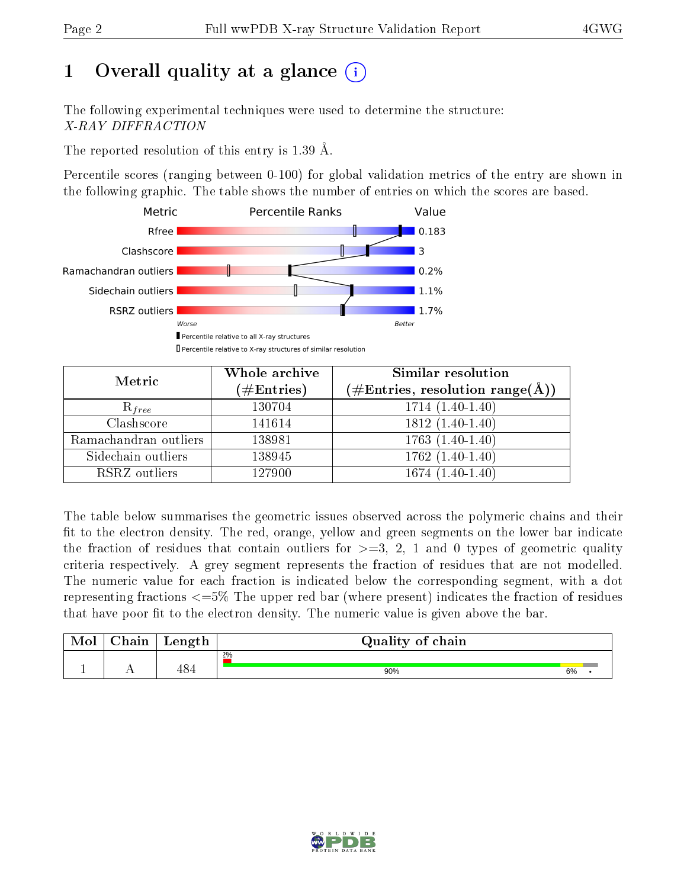# 1 Overall quality at a glance (i)

The following experimental techniques were used to determine the structure:
*X-RAY DIFFRACTION*

The reported resolution of this entry is 1.39 Å.

Percentile scores (ranging between 0-100) for global validation metrics of the entry are shown in the following graphic. The table shows the number of entries on which the scores are based.

| Metric | Value |
|---|---|
| Rfree | 0.183 |
| Clashscore | 3 |
| Ramachandran outliers | 0.2% |
| Sidechain outliers | 1.1% |
| RSRZ outliers | 1.7% |

Worse — Better

▮ Percentile relative to all X-ray structures
▯ Percentile relative to X-ray structures of similar resolution

| Metric | Whole archive (#Entries) | Similar resolution (#Entries, resolution range(Å)) |
|---|---|---|
| $R_{free}$ | 130704 | 1714 (1.40-1.40) |
| Clashscore | 141614 | 1812 (1.40-1.40) |
| Ramachandran outliers | 138981 | 1763 (1.40-1.40) |
| Sidechain outliers | 138945 | 1762 (1.40-1.40) |
| RSRZ outliers | 127900 | 1674 (1.40-1.40) |

The table below summarises the geometric issues observed across the polymeric chains and their fit to the electron density. The red, orange, yellow and green segments on the lower bar indicate the fraction of residues that contain outliers for >=3, 2, 1 and 0 types of geometric quality criteria respectively. A grey segment represents the fraction of residues that are not modelled. The numeric value for each fraction is indicated below the corresponding segment, with a dot representing fractions <=5% The upper red bar (where present) indicates the fraction of residues that have poor fit to the electron density. The numeric value is given above the bar.

| Mol | Chain | Length | Quality of chain |
|---|---|---|---|
| 1 | A | 484 | 2% / 90% / 6% / • |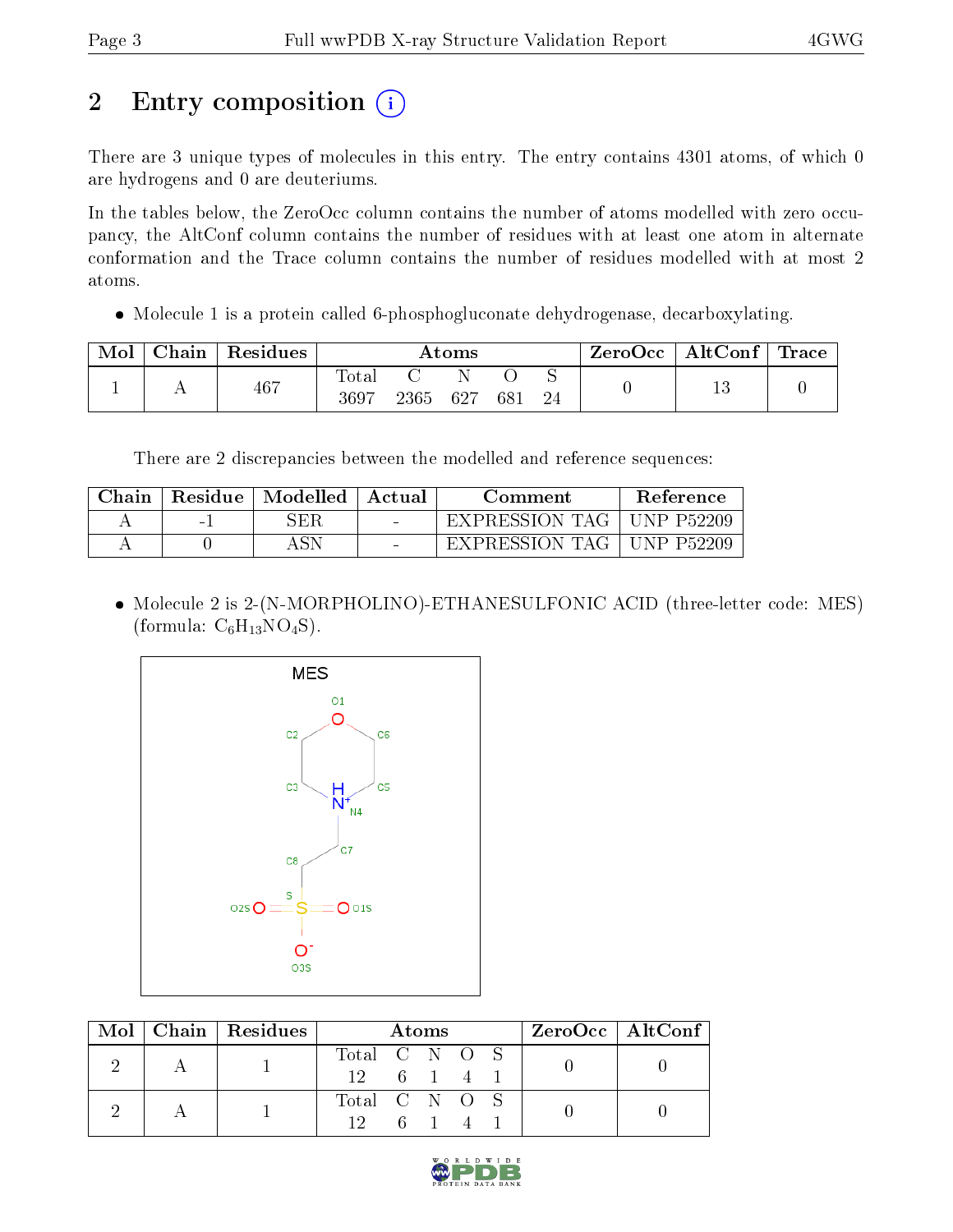# 2 Entry composition

There are 3 unique types of molecules in this entry. The entry contains 4301 atoms, of which 0 are hydrogens and 0 are deuteriums.

In the tables below, the ZeroOcc column contains the number of atoms modelled with zero occupancy, the AltConf column contains the number of residues with at least one atom in alternate conformation and the Trace column contains the number of residues modelled with at most 2 atoms.

- Molecule 1 is a protein called 6-phosphogluconate dehydrogenase, decarboxylating.

| Mol | Chain | Residues | Atoms | | | | | ZeroOcc | AltConf | Trace |
|---|---|---|---|---|---|---|---|---|---|---|
| 1 | A | 467 | Total<br>3697 | C<br>2365 | N<br>627 | O<br>681 | S<br>24 | 0 | 13 | 0 |

There are 2 discrepancies between the modelled and reference sequences:

| Chain | Residue | Modelled | Actual | Comment | Reference |
|---|---|---|---|---|---|
| A | -1 | SER | - | EXPRESSION TAG | UNP P52209 |
| A | 0 | ASN | - | EXPRESSION TAG | UNP P52209 |

- Molecule 2 is 2-(N-MORPHOLINO)-ETHANESULFONIC ACID (three-letter code: MES) (formula: $C_6H_{13}NO_4S$).

| Mol | Chain | Residues | Atoms | | | | | ZeroOcc | AltConf |
|---|---|---|---|---|---|---|---|---|---|
| 2 | A | 1 | Total<br>12 | C<br>6 | N<br>1 | O<br>4 | S<br>1 | 0 | 0 |
| 2 | A | 1 | Total<br>12 | C<br>6 | N<br>1 | O<br>4 | S<br>1 | 0 | 0 |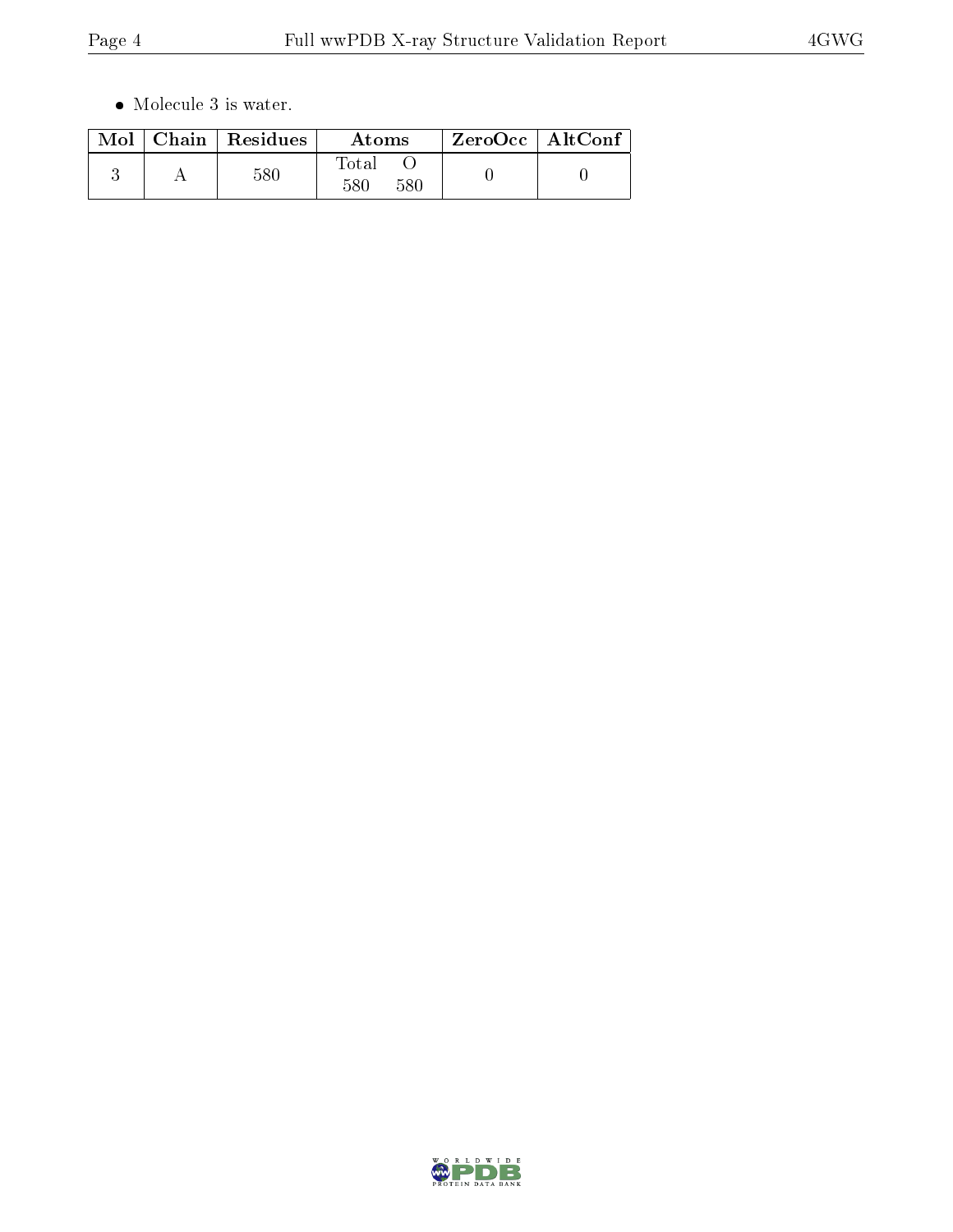- Molecule 3 is water.

| Mol | Chain | Residues | Atoms | | ZeroOcc | AltConf |
|---|---|---|---|---|---|---|
| | | | Total | O | | |
| 3 | A | 580 | 580 | 580 | 0 | 0 |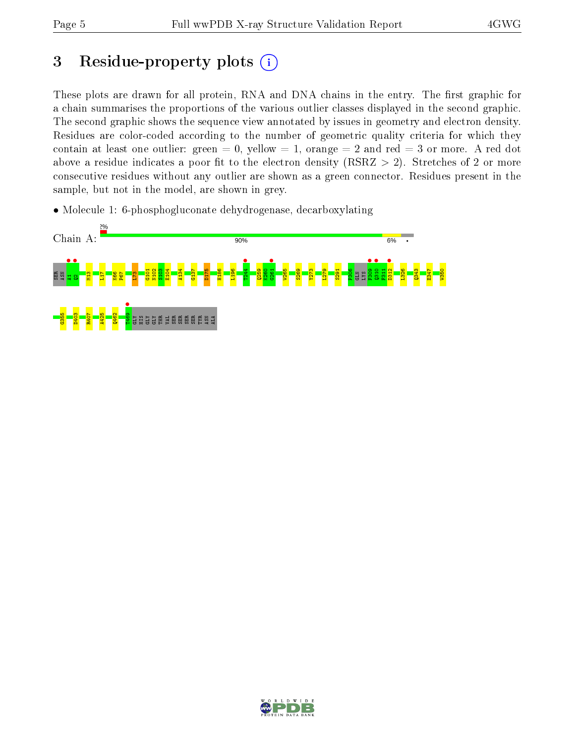# 3 Residue-property plots

These plots are drawn for all protein, RNA and DNA chains in the entry. The first graphic for a chain summarises the proportions of the various outlier classes displayed in the second graphic. The second graphic shows the sequence view annotated by issues in geometry and electron density. Residues are color-coded according to the number of geometric quality criteria for which they contain at least one outlier: green = 0, yellow = 1, orange = 2 and red = 3 or more. A red dot above a residue indicates a poor fit to the electron density (RSRZ > 2). Stretches of 2 or more consecutive residues without any outlier are shown as a green connector. Residues present in the sample, but not in the model, are shown in grey.

- Molecule 1: 6-phosphogluconate dehydrogenase, decarboxylating

Chain A: 2% 90% 6% •

SER ASN A1 Q2 M13 L17 K66 P67 L73 G101 N102 S103 E104 A134 G137 D175 H186 L196 T244 Q259 K260 G261 W265 S269 Y273 L279 S291 P306 GLN LYS F309 Q310 F311 D312 L326 Q343 E347 W350 G355 D403 R407 A425 Q462 T469 GLY HIS GLY GLY THR VAL SER SER SER SER TYR ASN ALA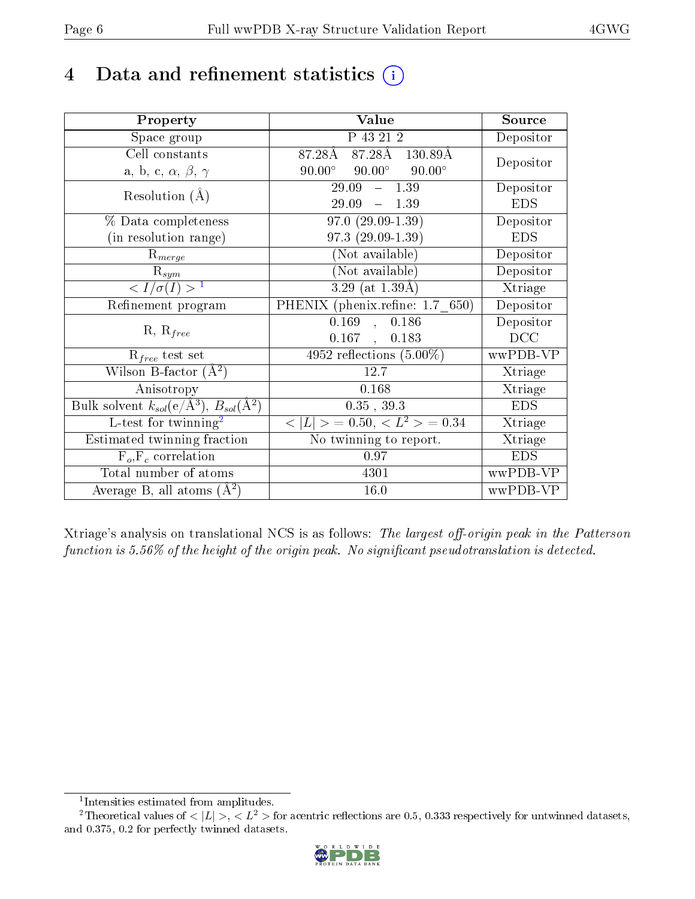# 4 Data and refinement statistics (i)

| Property | Value | Source |
|---|---|---|
| Space group | P 43 21 2 | Depositor |
| Cell constants<br>a, b, c, $\alpha$, $\beta$, $\gamma$ | 87.28Å 87.28Å 130.89Å<br>90.00° 90.00° 90.00° | Depositor |
| Resolution (Å) | 29.09 – 1.39<br>29.09 – 1.39 | Depositor<br>EDS |
| % Data completeness<br>(in resolution range) | 97.0 (29.09-1.39)<br>97.3 (29.09-1.39) | Depositor<br>EDS |
| $R_{merge}$ | (Not available) | Depositor |
| $R_{sym}$ | (Not available) | Depositor |
| $< I/\sigma(I) >$ [1] | 3.29 (at 1.39Å) | Xtriage |
| Refinement program | PHENIX (phenix.refine: 1.7_650) | Depositor |
| R, $R_{free}$ | 0.169 , 0.186<br>0.167 , 0.183 | Depositor<br>DCC |
| $R_{free}$ test set | 4952 reflections (5.00%) | wwPDB-VP |
| Wilson B-factor (Å$^2$) | 12.7 | Xtriage |
| Anisotropy | 0.168 | Xtriage |
| Bulk solvent $k_{sol}$(e/Å$^3$), $B_{sol}$(Å$^2$) | 0.35 , 39.3 | EDS |
| L-test for twinning[2] | $< \|L\| >$ = 0.50, $< L^2 >$ = 0.34 | Xtriage |
| Estimated twinning fraction | No twinning to report. | Xtriage |
| $F_o$,$F_c$ correlation | 0.97 | EDS |
| Total number of atoms | 4301 | wwPDB-VP |
| Average B, all atoms (Å$^2$) | 16.0 | wwPDB-VP |

Xtriage's analysis on translational NCS is as follows: *The largest off-origin peak in the Patterson function is 5.56% of the height of the origin peak. No significant pseudotranslation is detected.*

[1] Intensities estimated from amplitudes.

[2] Theoretical values of $< |L| >$, $< L^2 >$ for acentric reflections are 0.5, 0.333 respectively for untwinned datasets, and 0.375, 0.2 for perfectly twinned datasets.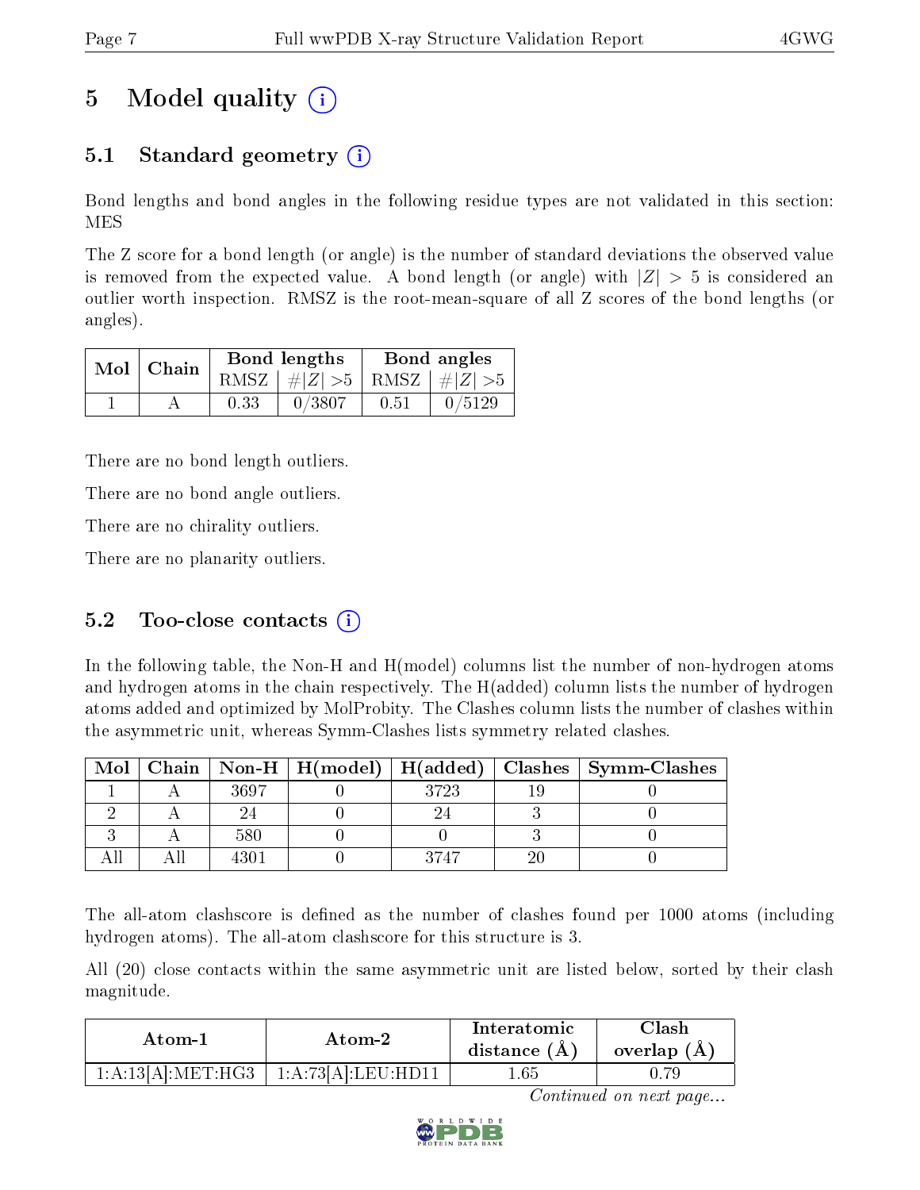# 5 Model quality

## 5.1 Standard geometry

Bond lengths and bond angles in the following residue types are not validated in this section: MES

The Z score for a bond length (or angle) is the number of standard deviations the observed value is removed from the expected value. A bond length (or angle) with $|Z| > 5$ is considered an outlier worth inspection. RMSZ is the root-mean-square of all Z scores of the bond lengths (or angles).

| Mol | Chain | Bond lengths | | Bond angles | |
|---|---|---|---|---|---|
| | | RMSZ | #\|Z\| >5 | RMSZ | #\|Z\| >5 |
| 1 | A | 0.33 | 0/3807 | 0.51 | 0/5129 |

There are no bond length outliers.

There are no bond angle outliers.

There are no chirality outliers.

There are no planarity outliers.

## 5.2 Too-close contacts

In the following table, the Non-H and H(model) columns list the number of non-hydrogen atoms and hydrogen atoms in the chain respectively. The H(added) column lists the number of hydrogen atoms added and optimized by MolProbity. The Clashes column lists the number of clashes within the asymmetric unit, whereas Symm-Clashes lists symmetry related clashes.

| Mol | Chain | Non-H | H(model) | H(added) | Clashes | Symm-Clashes |
|---|---|---|---|---|---|---|
| 1 | A | 3697 | 0 | 3723 | 19 | 0 |
| 2 | A | 24 | 0 | 24 | 3 | 0 |
| 3 | A | 580 | 0 | 0 | 3 | 0 |
| All | All | 4301 | 0 | 3747 | 20 | 0 |

The all-atom clashscore is defined as the number of clashes found per 1000 atoms (including hydrogen atoms). The all-atom clashscore for this structure is 3.

All (20) close contacts within the same asymmetric unit are listed below, sorted by their clash magnitude.

| Atom-1 | Atom-2 | Interatomic distance (Å) | Clash overlap (Å) |
|---|---|---|---|
| 1:A:13[A]:MET:HG3 | 1:A:73[A]:LEU:HD11 | 1.65 | 0.79 |

*Continued on next page...*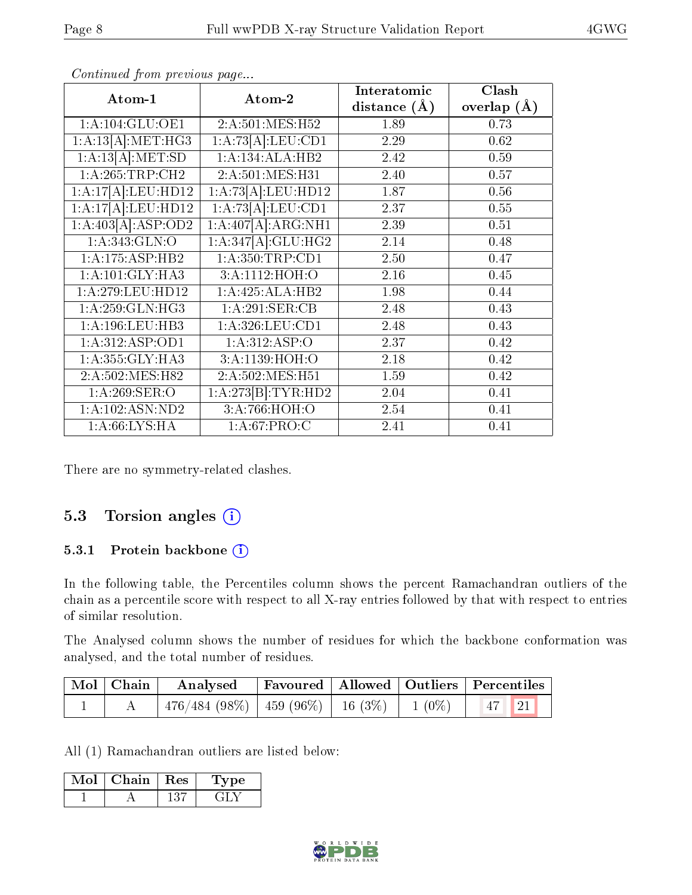*Continued from previous page...*

| Atom-1 | Atom-2 | Interatomic distance (Å) | Clash overlap (Å) |
|---|---|---|---|
| 1:A:104:GLU:OE1 | 2:A:501:MES:H52 | 1.89 | 0.73 |
| 1:A:13[A]:MET:HG3 | 1:A:73[A]:LEU:CD1 | 2.29 | 0.62 |
| 1:A:13[A]:MET:SD | 1:A:134:ALA:HB2 | 2.42 | 0.59 |
| 1:A:265:TRP:CH2 | 2:A:501:MES:H31 | 2.40 | 0.57 |
| 1:A:17[A]:LEU:HD12 | 1:A:73[A]:LEU:HD12 | 1.87 | 0.56 |
| 1:A:17[A]:LEU:HD12 | 1:A:73[A]:LEU:CD1 | 2.37 | 0.55 |
| 1:A:403[A]:ASP:OD2 | 1:A:407[A]:ARG:NH1 | 2.39 | 0.51 |
| 1:A:343:GLN:O | 1:A:347[A]:GLU:HG2 | 2.14 | 0.48 |
| 1:A:175:ASP:HB2 | 1:A:350:TRP:CD1 | 2.50 | 0.47 |
| 1:A:101:GLY:HA3 | 3:A:1112:HOH:O | 2.16 | 0.45 |
| 1:A:279:LEU:HD12 | 1:A:425:ALA:HB2 | 1.98 | 0.44 |
| 1:A:259:GLN:HG3 | 1:A:291:SER:CB | 2.48 | 0.43 |
| 1:A:196:LEU:HB3 | 1:A:326:LEU:CD1 | 2.48 | 0.43 |
| 1:A:312:ASP:OD1 | 1:A:312:ASP:O | 2.37 | 0.42 |
| 1:A:355:GLY:HA3 | 3:A:1139:HOH:O | 2.18 | 0.42 |
| 2:A:502:MES:H82 | 2:A:502:MES:H51 | 1.59 | 0.42 |
| 1:A:269:SER:O | 1:A:273[B]:TYR:HD2 | 2.04 | 0.41 |
| 1:A:102:ASN:ND2 | 3:A:766:HOH:O | 2.54 | 0.41 |
| 1:A:66:LYS:HA | 1:A:67:PRO:C | 2.41 | 0.41 |

There are no symmetry-related clashes.

## 5.3 Torsion angles

### 5.3.1 Protein backbone

In the following table, the Percentiles column shows the percent Ramachandran outliers of the chain as a percentile score with respect to all X-ray entries followed by that with respect to entries of similar resolution.

The Analysed column shows the number of residues for which the backbone conformation was analysed, and the total number of residues.

| Mol | Chain | Analysed | Favoured | Allowed | Outliers | Percentiles | |
|---|---|---|---|---|---|---|---|
| 1 | A | 476/484 (98%) | 459 (96%) | 16 (3%) | 1 (0%) | 47 | 21 |

All (1) Ramachandran outliers are listed below:

| Mol | Chain | Res | Type |
|---|---|---|---|
| 1 | A | 137 | GLY |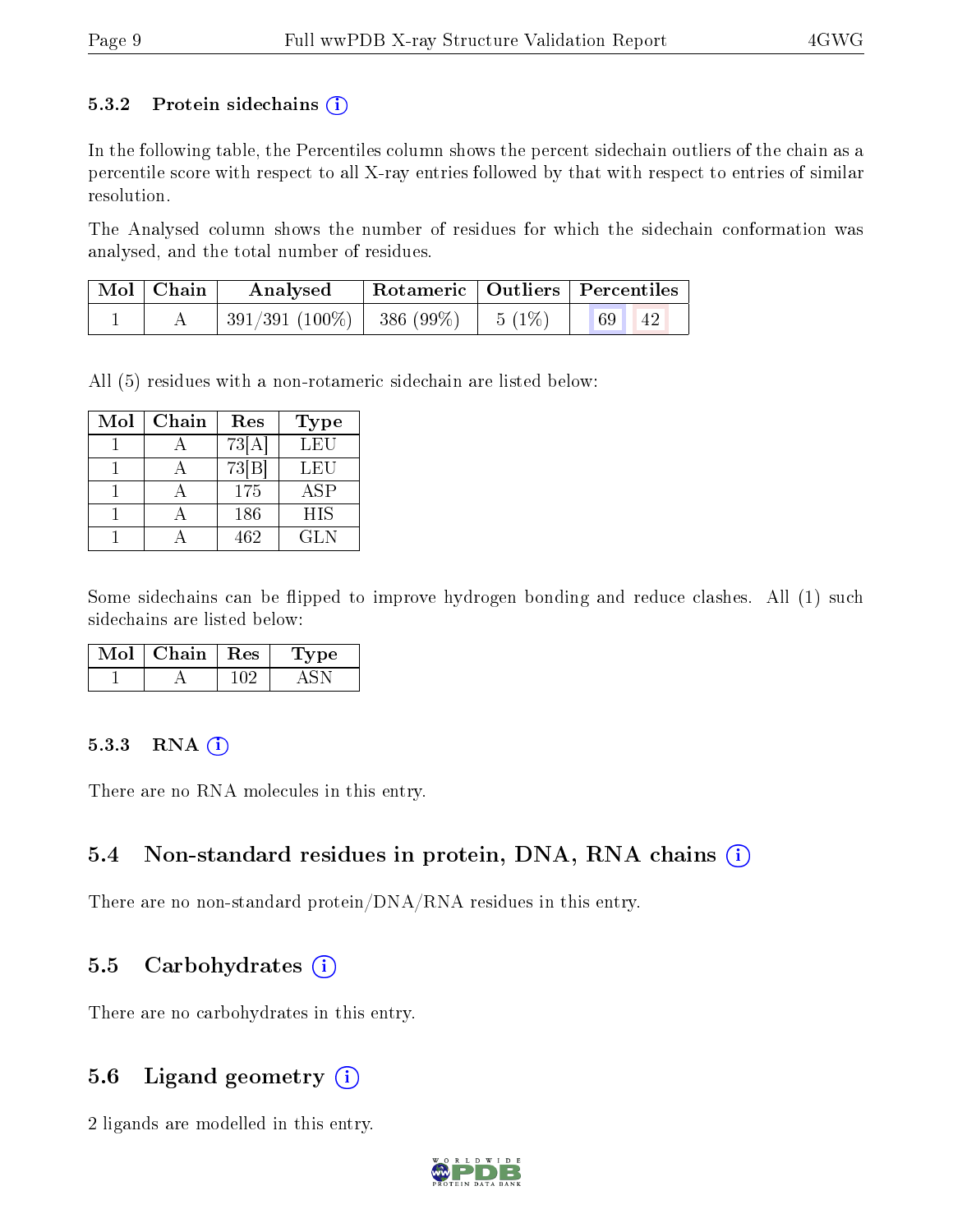### 5.3.2 Protein sidechains (i)

In the following table, the Percentiles column shows the percent sidechain outliers of the chain as a percentile score with respect to all X-ray entries followed by that with respect to entries of similar resolution.

The Analysed column shows the number of residues for which the sidechain conformation was analysed, and the total number of residues.

| Mol | Chain | Analysed | Rotameric | Outliers | Percentiles | |
|---|---|---|---|---|---|---|
| 1 | A | 391/391 (100%) | 386 (99%) | 5 (1%) | 69 | 42 |

All (5) residues with a non-rotameric sidechain are listed below:

| Mol | Chain | Res | Type |
|---|---|---|---|
| 1 | A | 73[A] | LEU |
| 1 | A | 73[B] | LEU |
| 1 | A | 175 | ASP |
| 1 | A | 186 | HIS |
| 1 | A | 462 | GLN |

Some sidechains can be flipped to improve hydrogen bonding and reduce clashes. All (1) such sidechains are listed below:

| Mol | Chain | Res | Type |
|---|---|---|---|
| 1 | A | 102 | ASN |

### 5.3.3 RNA (i)

There are no RNA molecules in this entry.

## 5.4 Non-standard residues in protein, DNA, RNA chains (i)

There are no non-standard protein/DNA/RNA residues in this entry.

## 5.5 Carbohydrates (i)

There are no carbohydrates in this entry.

## 5.6 Ligand geometry (i)

2 ligands are modelled in this entry.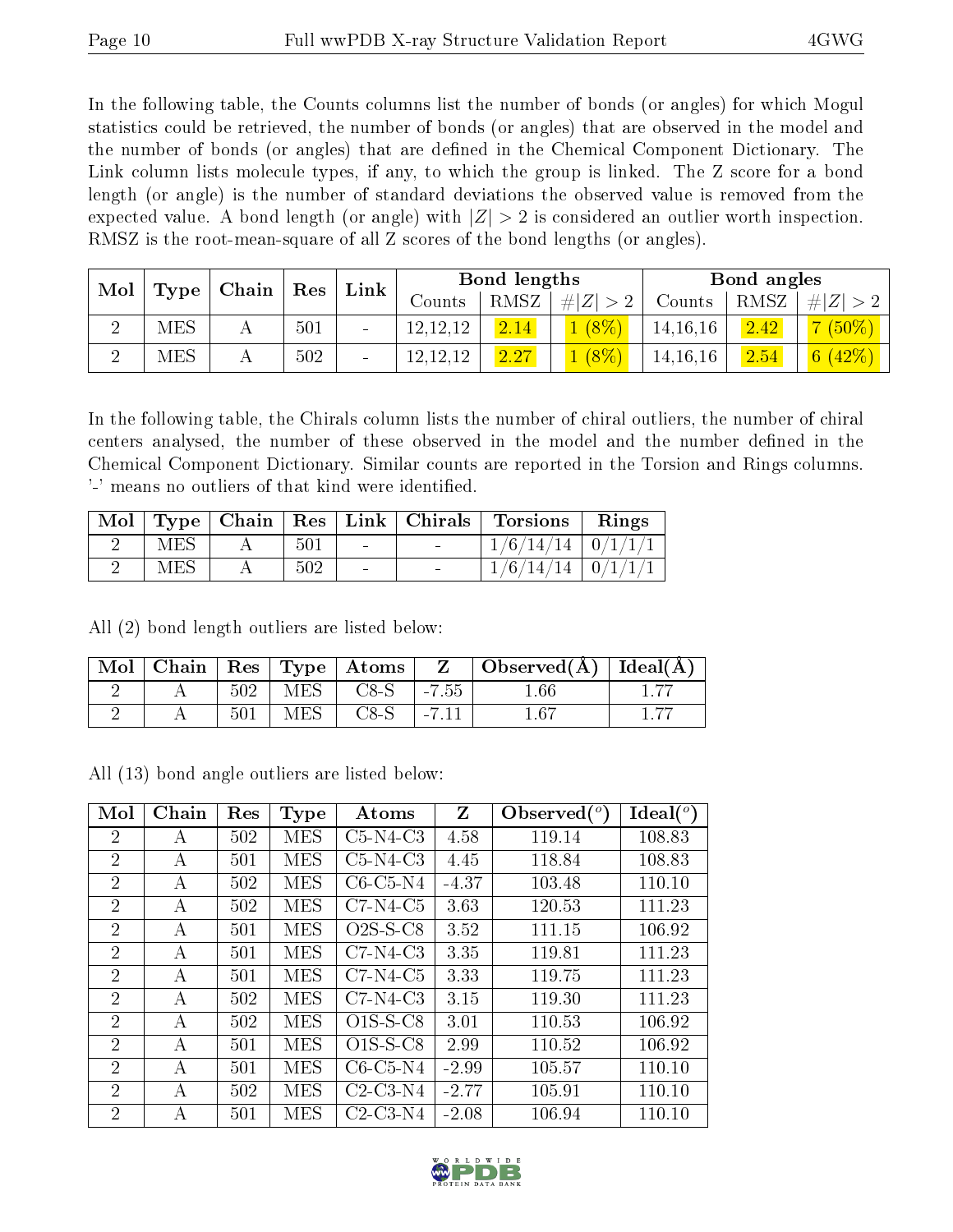In the following table, the Counts columns list the number of bonds (or angles) for which Mogul statistics could be retrieved, the number of bonds (or angles) that are observed in the model and the number of bonds (or angles) that are defined in the Chemical Component Dictionary. The Link column lists molecule types, if any, to which the group is linked. The Z score for a bond length (or angle) is the number of standard deviations the observed value is removed from the expected value. A bond length (or angle) with $|Z| > 2$ is considered an outlier worth inspection. RMSZ is the root-mean-square of all Z scores of the bond lengths (or angles).

| Mol | Type | Chain | Res | Link | Bond lengths | | | Bond angles | | |
|---|---|---|---|---|---|---|---|---|---|---|
| | | | | | Counts | RMSZ | $\#\|Z\| > 2$ | Counts | RMSZ | $\#\|Z\| > 2$ |
| 2 | MES | A | 501 | - | 12,12,12 | 2.14 | 1 (8%) | 14,16,16 | 2.42 | 7 (50%) |
| 2 | MES | A | 502 | - | 12,12,12 | 2.27 | 1 (8%) | 14,16,16 | 2.54 | 6 (42%) |

In the following table, the Chirals column lists the number of chiral outliers, the number of chiral centers analysed, the number of these observed in the model and the number defined in the Chemical Component Dictionary. Similar counts are reported in the Torsion and Rings columns. '-' means no outliers of that kind were identified.

| Mol | Type | Chain | Res | Link | Chirals | Torsions | Rings |
|---|---|---|---|---|---|---|---|
| 2 | MES | A | 501 | - | - | 1/6/14/14 | 0/1/1/1 |
| 2 | MES | A | 502 | - | - | 1/6/14/14 | 0/1/1/1 |

All (2) bond length outliers are listed below:

| Mol | Chain | Res | Type | Atoms | Z | Observed(Å) | Ideal(Å) |
|---|---|---|---|---|---|---|---|
| 2 | A | 502 | MES | C8-S | -7.55 | 1.66 | 1.77 |
| 2 | A | 501 | MES | C8-S | -7.11 | 1.67 | 1.77 |

All (13) bond angle outliers are listed below:

| Mol | Chain | Res | Type | Atoms | Z | Observed(°) | Ideal(°) |
|---|---|---|---|---|---|---|---|
| 2 | A | 502 | MES | C5-N4-C3 | 4.58 | 119.14 | 108.83 |
| 2 | A | 501 | MES | C5-N4-C3 | 4.45 | 118.84 | 108.83 |
| 2 | A | 502 | MES | C6-C5-N4 | -4.37 | 103.48 | 110.10 |
| 2 | A | 502 | MES | C7-N4-C5 | 3.63 | 120.53 | 111.23 |
| 2 | A | 501 | MES | O2S-S-C8 | 3.52 | 111.15 | 106.92 |
| 2 | A | 501 | MES | C7-N4-C3 | 3.35 | 119.81 | 111.23 |
| 2 | A | 501 | MES | C7-N4-C5 | 3.33 | 119.75 | 111.23 |
| 2 | A | 502 | MES | C7-N4-C3 | 3.15 | 119.30 | 111.23 |
| 2 | A | 502 | MES | O1S-S-C8 | 3.01 | 110.53 | 106.92 |
| 2 | A | 501 | MES | O1S-S-C8 | 2.99 | 110.52 | 106.92 |
| 2 | A | 501 | MES | C6-C5-N4 | -2.99 | 105.57 | 110.10 |
| 2 | A | 502 | MES | C2-C3-N4 | -2.77 | 105.91 | 110.10 |
| 2 | A | 501 | MES | C2-C3-N4 | -2.08 | 106.94 | 110.10 |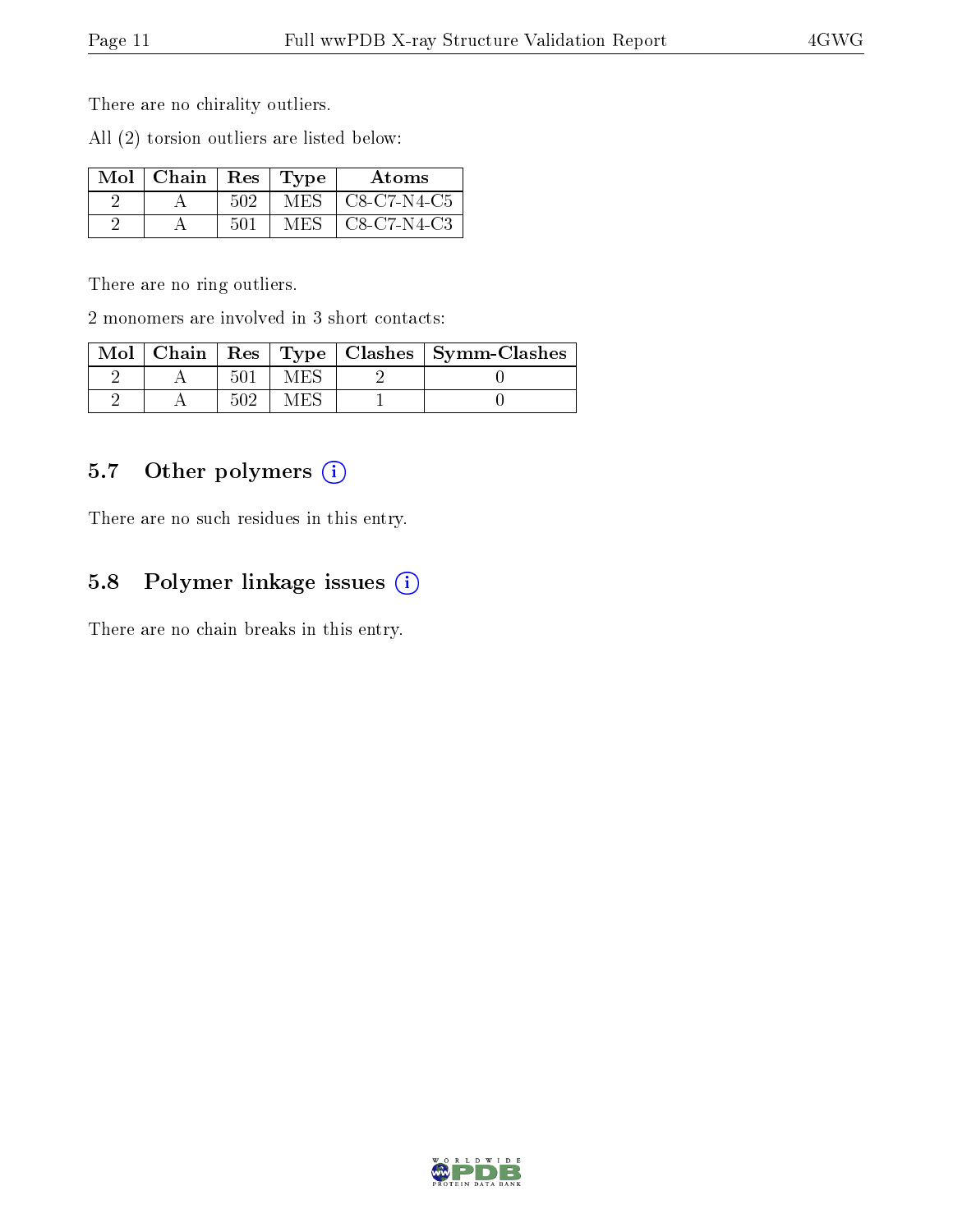There are no chirality outliers.

All (2) torsion outliers are listed below:

| Mol | Chain | Res | Type | Atoms |
|---|---|---|---|---|
| 2 | A | 502 | MES | C8-C7-N4-C5 |
| 2 | A | 501 | MES | C8-C7-N4-C3 |

There are no ring outliers.

2 monomers are involved in 3 short contacts:

| Mol | Chain | Res | Type | Clashes | Symm-Clashes |
|---|---|---|---|---|---|
| 2 | A | 501 | MES | 2 | 0 |
| 2 | A | 502 | MES | 1 | 0 |

### 5.7 Other polymers (i)

There are no such residues in this entry.

### 5.8 Polymer linkage issues (i)

There are no chain breaks in this entry.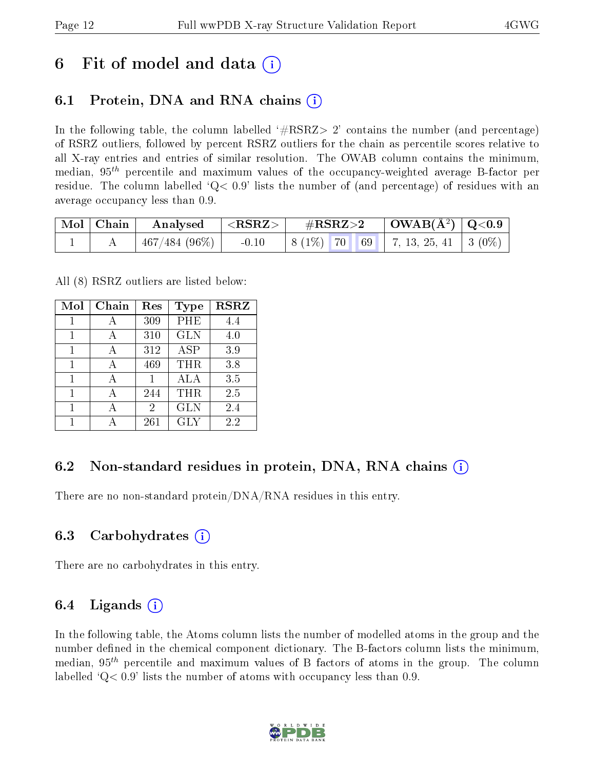# 6 Fit of model and data (i)

## 6.1 Protein, DNA and RNA chains (i)

In the following table, the column labelled '#RSRZ> 2' contains the number (and percentage) of RSRZ outliers, followed by percent RSRZ outliers for the chain as percentile scores relative to all X-ray entries and entries of similar resolution. The OWAB column contains the minimum, median, $95^{th}$ percentile and maximum values of the occupancy-weighted average B-factor per residue. The column labelled 'Q< 0.9' lists the number of (and percentage) of residues with an average occupancy less than 0.9.

| Mol | Chain | Analysed | <RSRZ> | #RSRZ>2 | | | OWAB(Å$^2$) | Q<0.9 |
|---|---|---|---|---|---|---|---|---|
| 1 | A | 467/484 (96%) | -0.10 | 8 (1%) | 70 | 69 | 7, 13, 25, 41 | 3 (0%) |

All (8) RSRZ outliers are listed below:

| Mol | Chain | Res | Type | RSRZ |
|---|---|---|---|---|
| 1 | A | 309 | PHE | 4.4 |
| 1 | A | 310 | GLN | 4.0 |
| 1 | A | 312 | ASP | 3.9 |
| 1 | A | 469 | THR | 3.8 |
| 1 | A | 1 | ALA | 3.5 |
| 1 | A | 244 | THR | 2.5 |
| 1 | A | 2 | GLN | 2.4 |
| 1 | A | 261 | GLY | 2.2 |

## 6.2 Non-standard residues in protein, DNA, RNA chains (i)

There are no non-standard protein/DNA/RNA residues in this entry.

## 6.3 Carbohydrates (i)

There are no carbohydrates in this entry.

## 6.4 Ligands (i)

In the following table, the Atoms column lists the number of modelled atoms in the group and the number defined in the chemical component dictionary. The B-factors column lists the minimum, median, $95^{th}$ percentile and maximum values of B factors of atoms in the group. The column labelled 'Q< 0.9' lists the number of atoms with occupancy less than 0.9.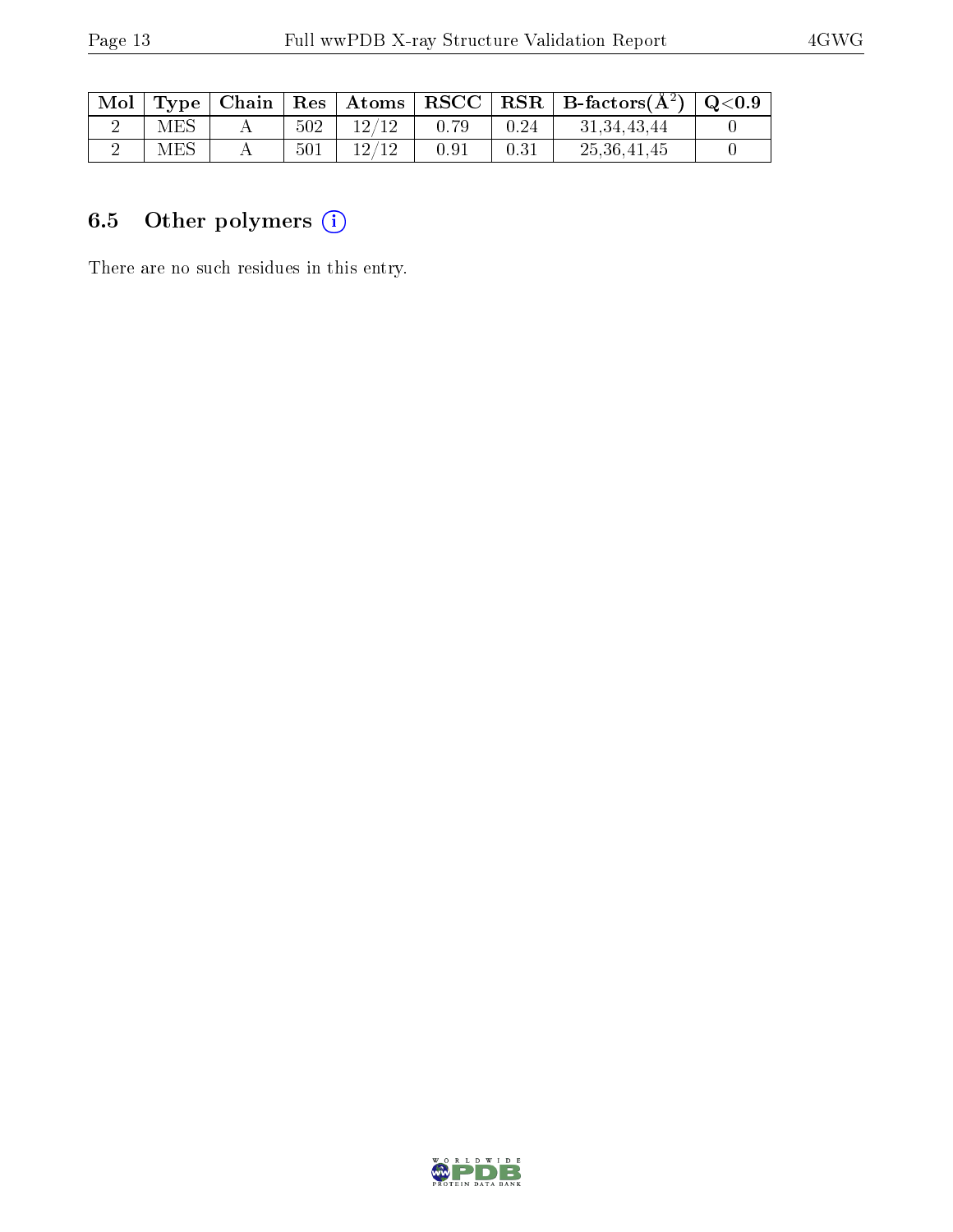| Mol | Type | Chain | Res | Atoms | RSCC | RSR | B-factors($Å^2$) | Q<0.9 |
|---|---|---|---|---|---|---|---|---|
| 2 | MES | A | 502 | 12/12 | 0.79 | 0.24 | 31,34,43,44 | 0 |
| 2 | MES | A | 501 | 12/12 | 0.91 | 0.31 | 25,36,41,45 | 0 |

## 6.5 Other polymers (i)

There are no such residues in this entry.